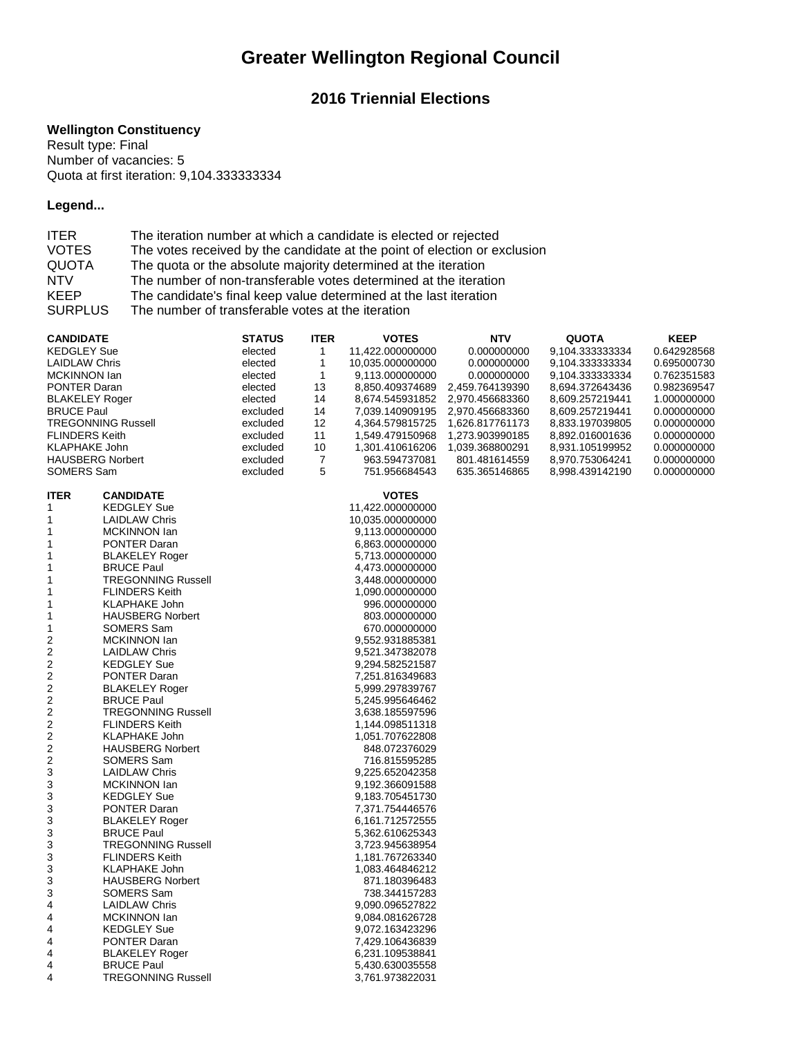# Greater Wellington Regional Council

## 2016 Triennial Elections

**Wellington Constituency**
Result type: Final
Number of vacancies: 5
Quota at first iteration: 9,104.333333334

**Legend...**

| | |
|---|---|
| ITER | The iteration number at which a candidate is elected or rejected |
| VOTES | The votes received by the candidate at the point of election or exclusion |
| QUOTA | The quota or the absolute majority determined at the iteration |
| NTV | The number of non-transferable votes determined at the iteration |
| KEEP | The candidate's final keep value determined at the last iteration |
| SURPLUS | The number of transferable votes at the iteration |

| CANDIDATE | STATUS | ITER | VOTES | NTV | QUOTA | KEEP |
|---|---|---|---|---|---|---|
| KEDGLEY Sue | elected | 1 | 11,422.000000000 | 0.000000000 | 9,104.333333334 | 0.642928568 |
| LAIDLAW Chris | elected | 1 | 10,035.000000000 | 0.000000000 | 9,104.333333334 | 0.695000730 |
| MCKINNON Ian | elected | 1 | 9,113.000000000 | 0.000000000 | 9,104.333333334 | 0.762351583 |
| PONTER Daran | elected | 13 | 8,850.409374689 | 2,459.764139390 | 8,694.372643436 | 0.982369547 |
| BLAKELEY Roger | elected | 14 | 8,674.545931852 | 2,970.456683360 | 8,609.257219441 | 1.000000000 |
| BRUCE Paul | excluded | 14 | 7,039.140909195 | 2,970.456683360 | 8,609.257219441 | 0.000000000 |
| TREGONNING Russell | excluded | 12 | 4,364.579815725 | 1,626.817761173 | 8,833.197039805 | 0.000000000 |
| FLINDERS Keith | excluded | 11 | 1,549.479150968 | 1,273.903990185 | 8,892.016001636 | 0.000000000 |
| KLAPHAKE John | excluded | 10 | 1,301.410616206 | 1,039.368800291 | 8,931.105199952 | 0.000000000 |
| HAUSBERG Norbert | excluded | 7 | 963.594737081 | 801.481614559 | 8,970.753064241 | 0.000000000 |
| SOMERS Sam | excluded | 5 | 751.956684543 | 635.365146865 | 8,998.439142190 | 0.000000000 |

| ITER | CANDIDATE | VOTES |
|---|---|---|
| 1 | KEDGLEY Sue | 11,422.000000000 |
| 1 | LAIDLAW Chris | 10,035.000000000 |
| 1 | MCKINNON Ian | 9,113.000000000 |
| 1 | PONTER Daran | 6,863.000000000 |
| 1 | BLAKELEY Roger | 5,713.000000000 |
| 1 | BRUCE Paul | 4,473.000000000 |
| 1 | TREGONNING Russell | 3,448.000000000 |
| 1 | FLINDERS Keith | 1,090.000000000 |
| 1 | KLAPHAKE John | 996.000000000 |
| 1 | HAUSBERG Norbert | 803.000000000 |
| 1 | SOMERS Sam | 670.000000000 |
| 2 | MCKINNON Ian | 9,552.931885381 |
| 2 | LAIDLAW Chris | 9,521.347382078 |
| 2 | KEDGLEY Sue | 9,294.582521587 |
| 2 | PONTER Daran | 7,251.816349683 |
| 2 | BLAKELEY Roger | 5,999.297839767 |
| 2 | BRUCE Paul | 5,245.995646462 |
| 2 | TREGONNING Russell | 3,638.185597596 |
| 2 | FLINDERS Keith | 1,144.098511318 |
| 2 | KLAPHAKE John | 1,051.707622808 |
| 2 | HAUSBERG Norbert | 848.072376029 |
| 2 | SOMERS Sam | 716.815595285 |
| 3 | LAIDLAW Chris | 9,225.652042358 |
| 3 | MCKINNON Ian | 9,192.366091588 |
| 3 | KEDGLEY Sue | 9,183.705451730 |
| 3 | PONTER Daran | 7,371.754446576 |
| 3 | BLAKELEY Roger | 6,161.712572555 |
| 3 | BRUCE Paul | 5,362.610625343 |
| 3 | TREGONNING Russell | 3,723.945638954 |
| 3 | FLINDERS Keith | 1,181.767263340 |
| 3 | KLAPHAKE John | 1,083.464846212 |
| 3 | HAUSBERG Norbert | 871.180396483 |
| 3 | SOMERS Sam | 738.344157283 |
| 4 | LAIDLAW Chris | 9,090.096527822 |
| 4 | MCKINNON Ian | 9,084.081626728 |
| 4 | KEDGLEY Sue | 9,072.163423296 |
| 4 | PONTER Daran | 7,429.106436839 |
| 4 | BLAKELEY Roger | 6,231.109538841 |
| 4 | BRUCE Paul | 5,430.630035558 |
| 4 | TREGONNING Russell | 3,761.973822031 |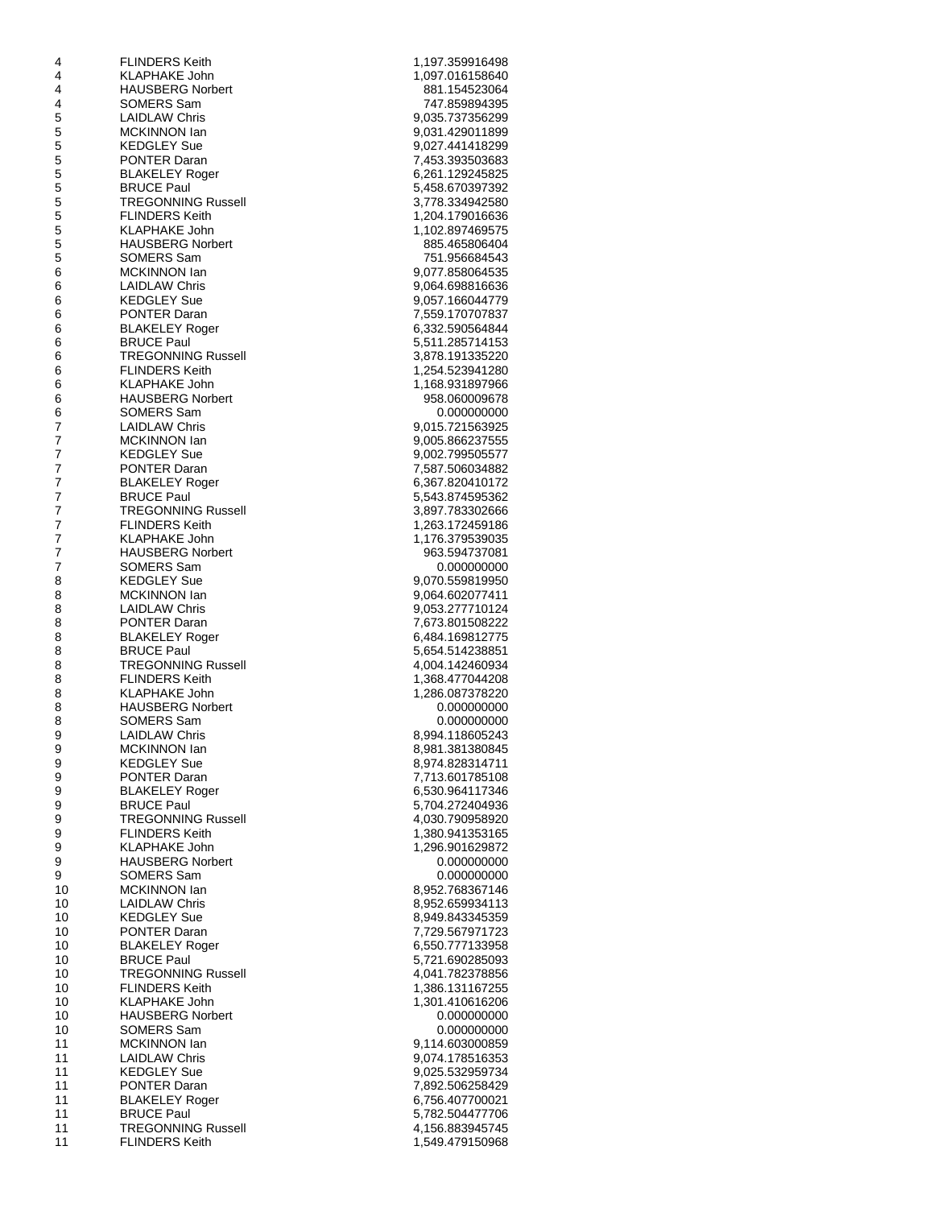| | | |
|---|---|---|
| 4 | FLINDERS Keith | 1,197.359916498 |
| 4 | KLAPHAKE John | 1,097.016158640 |
| 4 | HAUSBERG Norbert | 881.154523064 |
| 4 | SOMERS Sam | 747.859894395 |
| 5 | LAIDLAW Chris | 9,035.737356299 |
| 5 | MCKINNON Ian | 9,031.429011899 |
| 5 | KEDGLEY Sue | 9,027.441418299 |
| 5 | PONTER Daran | 7,453.393503683 |
| 5 | BLAKELEY Roger | 6,261.129245825 |
| 5 | BRUCE Paul | 5,458.670397392 |
| 5 | TREGONNING Russell | 3,778.334942580 |
| 5 | FLINDERS Keith | 1,204.179016636 |
| 5 | KLAPHAKE John | 1,102.897469575 |
| 5 | HAUSBERG Norbert | 885.465806404 |
| 5 | SOMERS Sam | 751.956684543 |
| 6 | MCKINNON Ian | 9,077.858064535 |
| 6 | LAIDLAW Chris | 9,064.698816636 |
| 6 | KEDGLEY Sue | 9,057.166044779 |
| 6 | PONTER Daran | 7,559.170707837 |
| 6 | BLAKELEY Roger | 6,332.590564844 |
| 6 | BRUCE Paul | 5,511.285714153 |
| 6 | TREGONNING Russell | 3,878.191335220 |
| 6 | FLINDERS Keith | 1,254.523941280 |
| 6 | KLAPHAKE John | 1,168.931897966 |
| 6 | HAUSBERG Norbert | 958.060009678 |
| 6 | SOMERS Sam | 0.000000000 |
| 7 | LAIDLAW Chris | 9,015.721563925 |
| 7 | MCKINNON Ian | 9,005.866237555 |
| 7 | KEDGLEY Sue | 9,002.799505577 |
| 7 | PONTER Daran | 7,587.506034882 |
| 7 | BLAKELEY Roger | 6,367.820410172 |
| 7 | BRUCE Paul | 5,543.874595362 |
| 7 | TREGONNING Russell | 3,897.783302666 |
| 7 | FLINDERS Keith | 1,263.172459186 |
| 7 | KLAPHAKE John | 1,176.379539035 |
| 7 | HAUSBERG Norbert | 963.594737081 |
| 7 | SOMERS Sam | 0.000000000 |
| 8 | KEDGLEY Sue | 9,070.559819950 |
| 8 | MCKINNON Ian | 9,064.602077411 |
| 8 | LAIDLAW Chris | 9,053.277710124 |
| 8 | PONTER Daran | 7,673.801508222 |
| 8 | BLAKELEY Roger | 6,484.169812775 |
| 8 | BRUCE Paul | 5,654.514238851 |
| 8 | TREGONNING Russell | 4,004.142460934 |
| 8 | FLINDERS Keith | 1,368.477044208 |
| 8 | KLAPHAKE John | 1,286.087378220 |
| 8 | HAUSBERG Norbert | 0.000000000 |
| 8 | SOMERS Sam | 0.000000000 |
| 9 | LAIDLAW Chris | 8,994.118605243 |
| 9 | MCKINNON Ian | 8,981.381380845 |
| 9 | KEDGLEY Sue | 8,974.828314711 |
| 9 | PONTER Daran | 7,713.601785108 |
| 9 | BLAKELEY Roger | 6,530.964117346 |
| 9 | BRUCE Paul | 5,704.272404936 |
| 9 | TREGONNING Russell | 4,030.790958920 |
| 9 | FLINDERS Keith | 1,380.941353165 |
| 9 | KLAPHAKE John | 1,296.901629872 |
| 9 | HAUSBERG Norbert | 0.000000000 |
| 9 | SOMERS Sam | 0.000000000 |
| 10 | MCKINNON Ian | 8,952.768367146 |
| 10 | LAIDLAW Chris | 8,952.659934113 |
| 10 | KEDGLEY Sue | 8,949.843345359 |
| 10 | PONTER Daran | 7,729.567971723 |
| 10 | BLAKELEY Roger | 6,550.777133958 |
| 10 | BRUCE Paul | 5,721.690285093 |
| 10 | TREGONNING Russell | 4,041.782378856 |
| 10 | FLINDERS Keith | 1,386.131167255 |
| 10 | KLAPHAKE John | 1,301.410616206 |
| 10 | HAUSBERG Norbert | 0.000000000 |
| 10 | SOMERS Sam | 0.000000000 |
| 11 | MCKINNON Ian | 9,114.603000859 |
| 11 | LAIDLAW Chris | 9,074.178516353 |
| 11 | KEDGLEY Sue | 9,025.532959734 |
| 11 | PONTER Daran | 7,892.506258429 |
| 11 | BLAKELEY Roger | 6,756.407700021 |
| 11 | BRUCE Paul | 5,782.504477706 |
| 11 | TREGONNING Russell | 4,156.883945745 |
| 11 | FLINDERS Keith | 1,549.479150968 |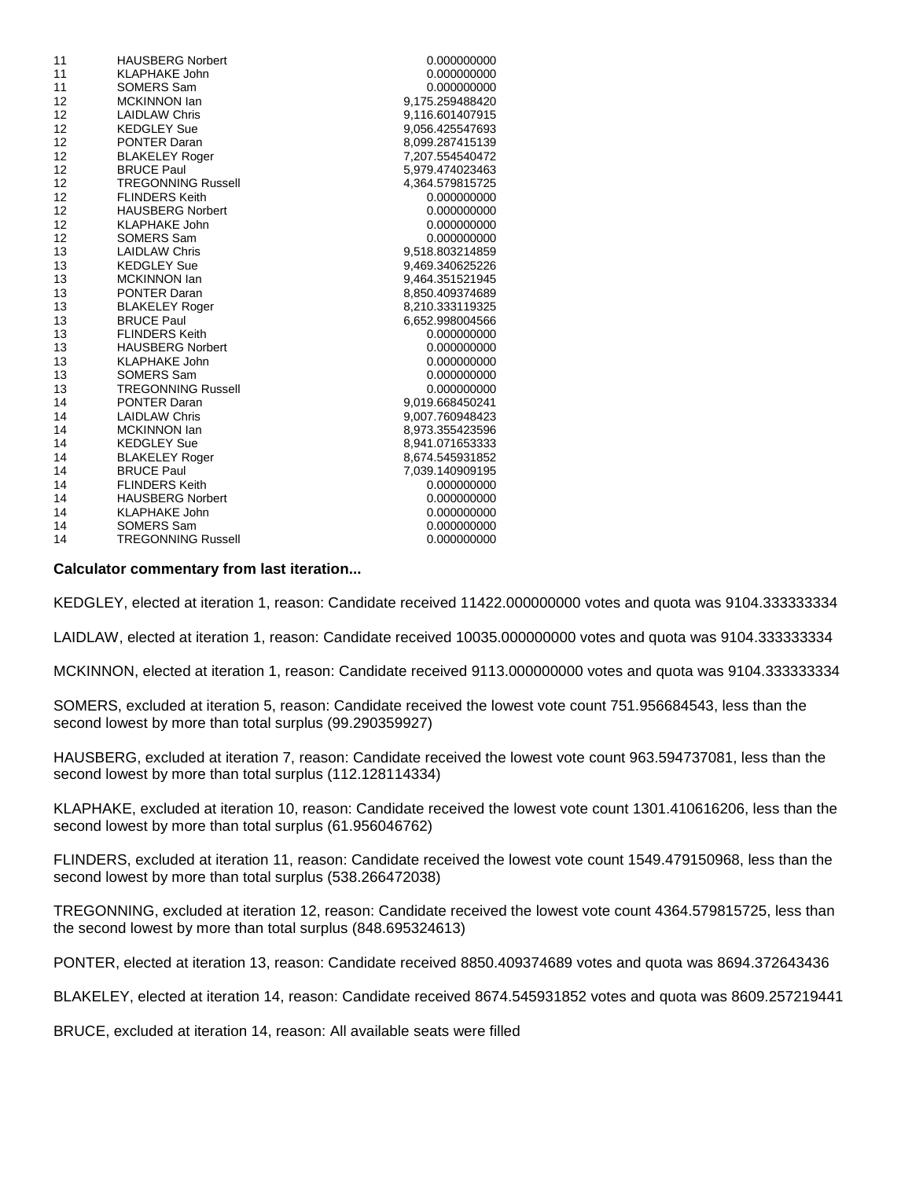| | | |
|---|---|---|
| 11 | HAUSBERG Norbert | 0.000000000 |
| 11 | KLAPHAKE John | 0.000000000 |
| 11 | SOMERS Sam | 0.000000000 |
| 12 | MCKINNON Ian | 9,175.259488420 |
| 12 | LAIDLAW Chris | 9,116.601407915 |
| 12 | KEDGLEY Sue | 9,056.425547693 |
| 12 | PONTER Daran | 8,099.287415139 |
| 12 | BLAKELEY Roger | 7,207.554540472 |
| 12 | BRUCE Paul | 5,979.474023463 |
| 12 | TREGONNING Russell | 4,364.579815725 |
| 12 | FLINDERS Keith | 0.000000000 |
| 12 | HAUSBERG Norbert | 0.000000000 |
| 12 | KLAPHAKE John | 0.000000000 |
| 12 | SOMERS Sam | 0.000000000 |
| 13 | LAIDLAW Chris | 9,518.803214859 |
| 13 | KEDGLEY Sue | 9,469.340625226 |
| 13 | MCKINNON Ian | 9,464.351521945 |
| 13 | PONTER Daran | 8,850.409374689 |
| 13 | BLAKELEY Roger | 8,210.333119325 |
| 13 | BRUCE Paul | 6,652.998004566 |
| 13 | FLINDERS Keith | 0.000000000 |
| 13 | HAUSBERG Norbert | 0.000000000 |
| 13 | KLAPHAKE John | 0.000000000 |
| 13 | SOMERS Sam | 0.000000000 |
| 13 | TREGONNING Russell | 0.000000000 |
| 14 | PONTER Daran | 9,019.668450241 |
| 14 | LAIDLAW Chris | 9,007.760948423 |
| 14 | MCKINNON Ian | 8,973.355423596 |
| 14 | KEDGLEY Sue | 8,941.071653333 |
| 14 | BLAKELEY Roger | 8,674.545931852 |
| 14 | BRUCE Paul | 7,039.140909195 |
| 14 | FLINDERS Keith | 0.000000000 |
| 14 | HAUSBERG Norbert | 0.000000000 |
| 14 | KLAPHAKE John | 0.000000000 |
| 14 | SOMERS Sam | 0.000000000 |
| 14 | TREGONNING Russell | 0.000000000 |

**Calculator commentary from last iteration...**

KEDGLEY, elected at iteration 1, reason: Candidate received 11422.000000000 votes and quota was 9104.333333334

LAIDLAW, elected at iteration 1, reason: Candidate received 10035.000000000 votes and quota was 9104.333333334

MCKINNON, elected at iteration 1, reason: Candidate received 9113.000000000 votes and quota was 9104.333333334

SOMERS, excluded at iteration 5, reason: Candidate received the lowest vote count 751.956684543, less than the second lowest by more than total surplus (99.290359927)

HAUSBERG, excluded at iteration 7, reason: Candidate received the lowest vote count 963.594737081, less than the second lowest by more than total surplus (112.128114334)

KLAPHAKE, excluded at iteration 10, reason: Candidate received the lowest vote count 1301.410616206, less than the second lowest by more than total surplus (61.956046762)

FLINDERS, excluded at iteration 11, reason: Candidate received the lowest vote count 1549.479150968, less than the second lowest by more than total surplus (538.266472038)

TREGONNING, excluded at iteration 12, reason: Candidate received the lowest vote count 4364.579815725, less than the second lowest by more than total surplus (848.695324613)

PONTER, elected at iteration 13, reason: Candidate received 8850.409374689 votes and quota was 8694.372643436

BLAKELEY, elected at iteration 14, reason: Candidate received 8674.545931852 votes and quota was 8609.257219441

BRUCE, excluded at iteration 14, reason: All available seats were filled